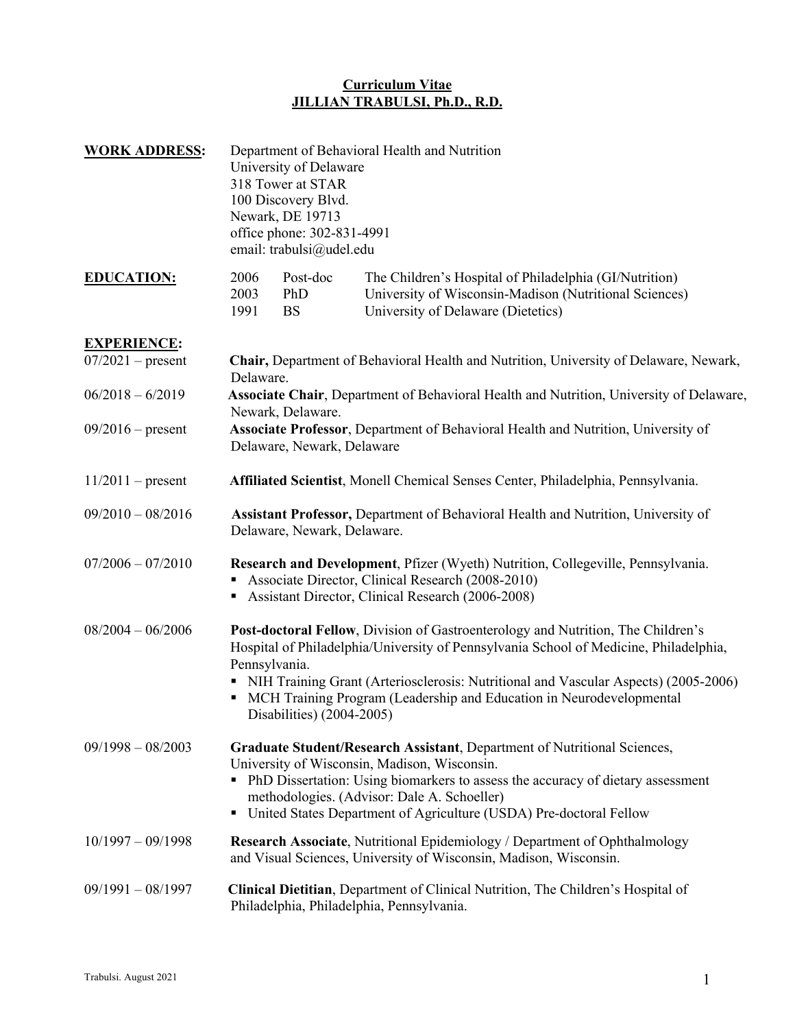# Curriculum Vitae
# JILLIAN TRABULSI, Ph.D., R.D.

**WORK ADDRESS:**

Department of Behavioral Health and Nutrition
University of Delaware
318 Tower at STAR
100 Discovery Blvd.
Newark, DE 19713
office phone: 302-831-4991
email: trabulsi@udel.edu

**EDUCATION:**

| | | |
|---|---|---|
| 2006 | Post-doc | The Children's Hospital of Philadelphia (GI/Nutrition) |
| 2003 | PhD | University of Wisconsin-Madison (Nutritional Sciences) |
| 1991 | BS | University of Delaware (Dietetics) |

**EXPERIENCE:**

07/2021 – present — **Chair,** Department of Behavioral Health and Nutrition, University of Delaware, Newark, Delaware.

06/2018 – 6/2019 — **Associate Chair**, Department of Behavioral Health and Nutrition, University of Delaware, Newark, Delaware.

09/2016 – present — **Associate Professor**, Department of Behavioral Health and Nutrition, University of Delaware, Newark, Delaware

11/2011 – present — **Affiliated Scientist**, Monell Chemical Senses Center, Philadelphia, Pennsylvania.

09/2010 – 08/2016 — **Assistant Professor,** Department of Behavioral Health and Nutrition, University of Delaware, Newark, Delaware.

07/2006 – 07/2010 — **Research and Development**, Pfizer (Wyeth) Nutrition, Collegeville, Pennsylvania.
- Associate Director, Clinical Research (2008-2010)
- Assistant Director, Clinical Research (2006-2008)

08/2004 – 06/2006 — **Post-doctoral Fellow**, Division of Gastroenterology and Nutrition, The Children's Hospital of Philadelphia/University of Pennsylvania School of Medicine, Philadelphia, Pennsylvania.
- NIH Training Grant (Arteriosclerosis: Nutritional and Vascular Aspects) (2005-2006)
- MCH Training Program (Leadership and Education in Neurodevelopmental Disabilities) (2004-2005)

09/1998 – 08/2003 — **Graduate Student/Research Assistant**, Department of Nutritional Sciences, University of Wisconsin, Madison, Wisconsin.
- PhD Dissertation: Using biomarkers to assess the accuracy of dietary assessment methodologies. (Advisor: Dale A. Schoeller)
- United States Department of Agriculture (USDA) Pre-doctoral Fellow

10/1997 – 09/1998 — **Research Associate**, Nutritional Epidemiology / Department of Ophthalmology and Visual Sciences, University of Wisconsin, Madison, Wisconsin.

09/1991 – 08/1997 — **Clinical Dietitian**, Department of Clinical Nutrition, The Children's Hospital of Philadelphia, Philadelphia, Pennsylvania.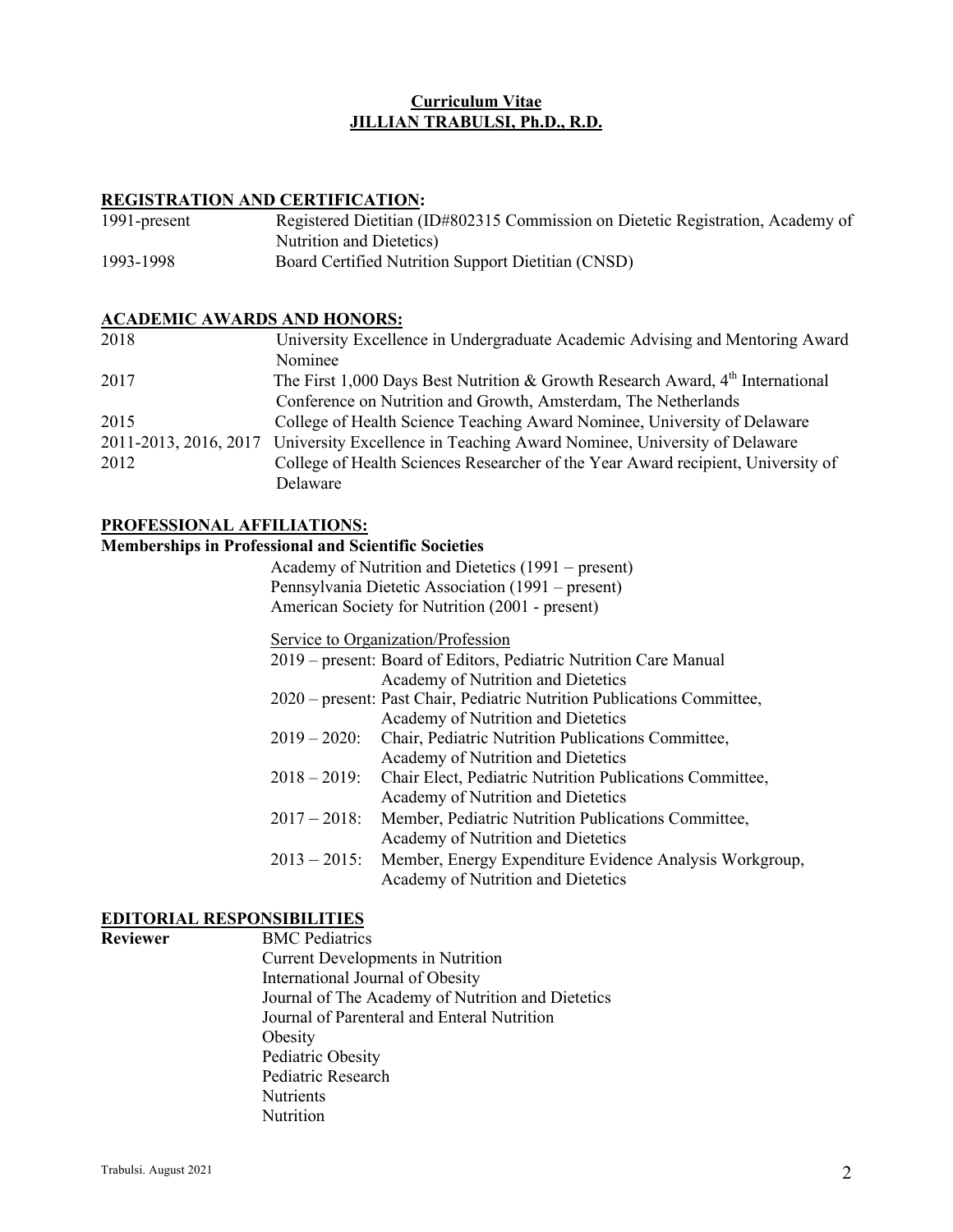# Curriculum Vitae
# JILLIAN TRABULSI, Ph.D., R.D.

## REGISTRATION AND CERTIFICATION:

| | |
|---|---|
| 1991-present | Registered Dietitian (ID#802315 Commission on Dietetic Registration, Academy of Nutrition and Dietetics) |
| 1993-1998 | Board Certified Nutrition Support Dietitian (CNSD) |

## ACADEMIC AWARDS AND HONORS:

| | |
|---|---|
| 2018 | University Excellence in Undergraduate Academic Advising and Mentoring Award Nominee |
| 2017 | The First 1,000 Days Best Nutrition & Growth Research Award, 4th International Conference on Nutrition and Growth, Amsterdam, The Netherlands |
| 2015 | College of Health Science Teaching Award Nominee, University of Delaware |
| 2011-2013, 2016, 2017 | University Excellence in Teaching Award Nominee, University of Delaware |
| 2012 | College of Health Sciences Researcher of the Year Award recipient, University of Delaware |

## PROFESSIONAL AFFILIATIONS:

**Memberships in Professional and Scientific Societies**

Academy of Nutrition and Dietetics (1991 – present)
Pennsylvania Dietetic Association (1991 – present)
American Society for Nutrition (2001 - present)

Service to Organization/Profession

| | |
|---|---|
| 2019 – present: | Board of Editors, Pediatric Nutrition Care Manual Academy of Nutrition and Dietetics |
| 2020 – present: | Past Chair, Pediatric Nutrition Publications Committee, Academy of Nutrition and Dietetics |
| 2019 – 2020: | Chair, Pediatric Nutrition Publications Committee, Academy of Nutrition and Dietetics |
| 2018 – 2019: | Chair Elect, Pediatric Nutrition Publications Committee, Academy of Nutrition and Dietetics |
| 2017 – 2018: | Member, Pediatric Nutrition Publications Committee, Academy of Nutrition and Dietetics |
| 2013 – 2015: | Member, Energy Expenditure Evidence Analysis Workgroup, Academy of Nutrition and Dietetics |

## EDITORIAL RESPONSIBILITIES

**Reviewer**

BMC Pediatrics
Current Developments in Nutrition
International Journal of Obesity
Journal of The Academy of Nutrition and Dietetics
Journal of Parenteral and Enteral Nutrition
Obesity
Pediatric Obesity
Pediatric Research
Nutrients
Nutrition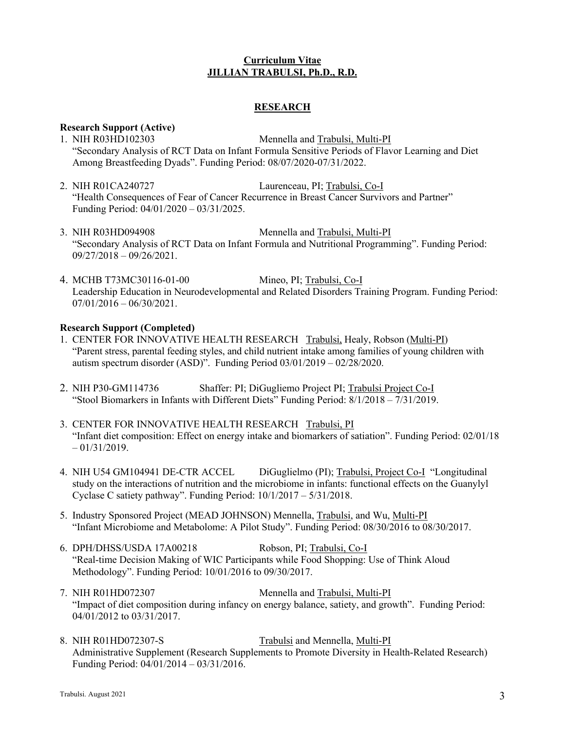**Curriculum Vitae**
**JILLIAN TRABULSI, Ph.D., R.D.**

## RESEARCH

**Research Support (Active)**

1. NIH R03HD102303 Mennella and Trabulsi, Multi-PI
   "Secondary Analysis of RCT Data on Infant Formula Sensitive Periods of Flavor Learning and Diet Among Breastfeeding Dyads". Funding Period: 08/07/2020-07/31/2022.

2. NIH R01CA240727 Laurenceau, PI; Trabulsi, Co-I
   "Health Consequences of Fear of Cancer Recurrence in Breast Cancer Survivors and Partner" Funding Period: 04/01/2020 – 03/31/2025.

3. NIH R03HD094908 Mennella and Trabulsi, Multi-PI
   "Secondary Analysis of RCT Data on Infant Formula and Nutritional Programming". Funding Period: 09/27/2018 – 09/26/2021.

4. MCHB T73MC30116-01-00 Mineo, PI; Trabulsi, Co-I
   Leadership Education in Neurodevelopmental and Related Disorders Training Program. Funding Period: 07/01/2016 – 06/30/2021.

**Research Support (Completed)**

1. CENTER FOR INNOVATIVE HEALTH RESEARCH Trabulsi, Healy, Robson (Multi-PI)
   "Parent stress, parental feeding styles, and child nutrient intake among families of young children with autism spectrum disorder (ASD)". Funding Period 03/01/2019 – 02/28/2020.

2. NIH P30-GM114736 Shaffer: PI; DiGugliemo Project PI; Trabulsi Project Co-I
   "Stool Biomarkers in Infants with Different Diets" Funding Period: 8/1/2018 – 7/31/2019.

3. CENTER FOR INNOVATIVE HEALTH RESEARCH Trabulsi, PI
   "Infant diet composition: Effect on energy intake and biomarkers of satiation". Funding Period: 02/01/18 – 01/31/2019.

4. NIH U54 GM104941 DE-CTR ACCEL DiGuglielmo (PI); Trabulsi, Project Co-I "Longitudinal study on the interactions of nutrition and the microbiome in infants: functional effects on the Guanylyl Cyclase C satiety pathway". Funding Period: 10/1/2017 – 5/31/2018.

5. Industry Sponsored Project (MEAD JOHNSON) Mennella, Trabulsi, and Wu, Multi-PI
   "Infant Microbiome and Metabolome: A Pilot Study". Funding Period: 08/30/2016 to 08/30/2017.

6. DPH/DHSS/USDA 17A00218 Robson, PI; Trabulsi, Co-I
   "Real-time Decision Making of WIC Participants while Food Shopping: Use of Think Aloud Methodology". Funding Period: 10/01/2016 to 09/30/2017.

7. NIH R01HD072307 Mennella and Trabulsi, Multi-PI
   "Impact of diet composition during infancy on energy balance, satiety, and growth". Funding Period: 04/01/2012 to 03/31/2017.

8. NIH R01HD072307-S Trabulsi and Mennella, Multi-PI
   Administrative Supplement (Research Supplements to Promote Diversity in Health-Related Research) Funding Period: 04/01/2014 – 03/31/2016.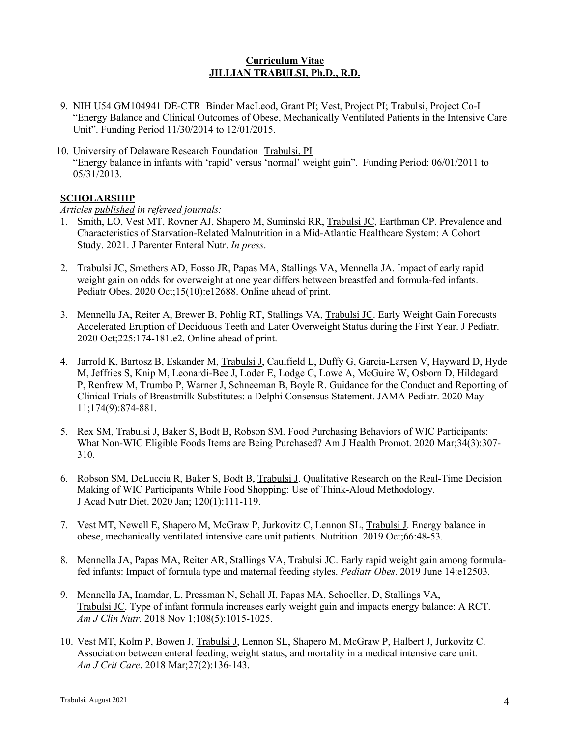9. NIH U54 GM104941 DE-CTR Binder MacLeod, Grant PI; Vest, Project PI; Trabulsi, Project Co-I "Energy Balance and Clinical Outcomes of Obese, Mechanically Ventilated Patients in the Intensive Care Unit". Funding Period 11/30/2014 to 12/01/2015.

10. University of Delaware Research Foundation Trabulsi, PI "Energy balance in infants with 'rapid' versus 'normal' weight gain". Funding Period: 06/01/2011 to 05/31/2013.

## SCHOLARSHIP

*Articles published in refereed journals:*

1. Smith, LO, Vest MT, Rovner AJ, Shapero M, Suminski RR, Trabulsi JC, Earthman CP. Prevalence and Characteristics of Starvation-Related Malnutrition in a Mid-Atlantic Healthcare System: A Cohort Study. 2021. J Parenter Enteral Nutr. *In press*.

2. Trabulsi JC, Smethers AD, Eosso JR, Papas MA, Stallings VA, Mennella JA. Impact of early rapid weight gain on odds for overweight at one year differs between breastfed and formula-fed infants. Pediatr Obes. 2020 Oct;15(10):e12688. Online ahead of print.

3. Mennella JA, Reiter A, Brewer B, Pohlig RT, Stallings VA, Trabulsi JC. Early Weight Gain Forecasts Accelerated Eruption of Deciduous Teeth and Later Overweight Status during the First Year. J Pediatr. 2020 Oct;225:174-181.e2. Online ahead of print.

4. Jarrold K, Bartosz B, Eskander M, Trabulsi J, Caulfield L, Duffy G, Garcia-Larsen V, Hayward D, Hyde M, Jeffries S, Knip M, Leonardi-Bee J, Loder E, Lodge C, Lowe A, McGuire W, Osborn D, Hildegard P, Renfrew M, Trumbo P, Warner J, Schneeman B, Boyle R. Guidance for the Conduct and Reporting of Clinical Trials of Breastmilk Substitutes: a Delphi Consensus Statement. JAMA Pediatr. 2020 May 11;174(9):874-881.

5. Rex SM, Trabulsi J, Baker S, Bodt B, Robson SM. Food Purchasing Behaviors of WIC Participants: What Non-WIC Eligible Foods Items are Being Purchased? Am J Health Promot. 2020 Mar;34(3):307-310.

6. Robson SM, DeLuccia R, Baker S, Bodt B, Trabulsi J. Qualitative Research on the Real-Time Decision Making of WIC Participants While Food Shopping: Use of Think-Aloud Methodology. J Acad Nutr Diet. 2020 Jan; 120(1):111-119.

7. Vest MT, Newell E, Shapero M, McGraw P, Jurkovitz C, Lennon SL, Trabulsi J. Energy balance in obese, mechanically ventilated intensive care unit patients. Nutrition. 2019 Oct;66:48-53.

8. Mennella JA, Papas MA, Reiter AR, Stallings VA, Trabulsi JC. Early rapid weight gain among formula-fed infants: Impact of formula type and maternal feeding styles. *Pediatr Obes*. 2019 June 14:e12503.

9. Mennella JA, Inamdar, L, Pressman N, Schall JI, Papas MA, Schoeller, D, Stallings VA, Trabulsi JC. Type of infant formula increases early weight gain and impacts energy balance: A RCT. *Am J Clin Nutr.* 2018 Nov 1;108(5):1015-1025.

10. Vest MT, Kolm P, Bowen J, Trabulsi J, Lennon SL, Shapero M, McGraw P, Halbert J, Jurkovitz C. Association between enteral feeding, weight status, and mortality in a medical intensive care unit. *Am J Crit Care*. 2018 Mar;27(2):136-143.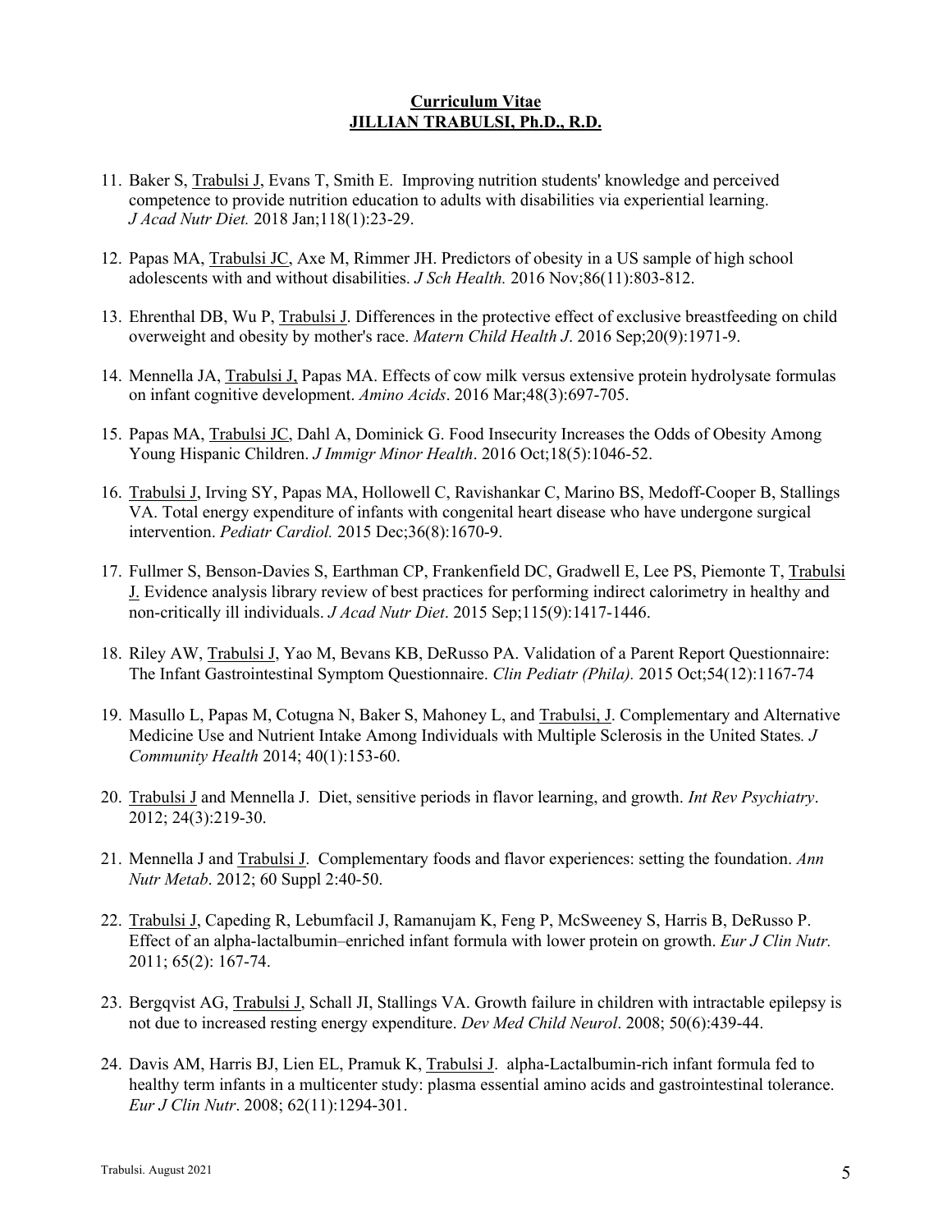11. Baker S, <u>Trabulsi J</u>, Evans T, Smith E. Improving nutrition students' knowledge and perceived competence to provide nutrition education to adults with disabilities via experiential learning. *J Acad Nutr Diet.* 2018 Jan;118(1):23-29.

12. Papas MA, <u>Trabulsi JC</u>, Axe M, Rimmer JH. Predictors of obesity in a US sample of high school adolescents with and without disabilities. *J Sch Health.* 2016 Nov;86(11):803-812.

13. Ehrenthal DB, Wu P, <u>Trabulsi J</u>. Differences in the protective effect of exclusive breastfeeding on child overweight and obesity by mother's race. *Matern Child Health J*. 2016 Sep;20(9):1971-9.

14. Mennella JA, <u>Trabulsi J,</u> Papas MA. Effects of cow milk versus extensive protein hydrolysate formulas on infant cognitive development. *Amino Acids*. 2016 Mar;48(3):697-705.

15. Papas MA, <u>Trabulsi JC</u>, Dahl A, Dominick G. Food Insecurity Increases the Odds of Obesity Among Young Hispanic Children. *J Immigr Minor Health*. 2016 Oct;18(5):1046-52.

16. <u>Trabulsi J</u>, Irving SY, Papas MA, Hollowell C, Ravishankar C, Marino BS, Medoff-Cooper B, Stallings VA. Total energy expenditure of infants with congenital heart disease who have undergone surgical intervention. *Pediatr Cardiol.* 2015 Dec;36(8):1670-9.

17. Fullmer S, Benson-Davies S, Earthman CP, Frankenfield DC, Gradwell E, Lee PS, Piemonte T, <u>Trabulsi J.</u> Evidence analysis library review of best practices for performing indirect calorimetry in healthy and non-critically ill individuals. *J Acad Nutr Diet*. 2015 Sep;115(9):1417-1446.

18. Riley AW, <u>Trabulsi J</u>, Yao M, Bevans KB, DeRusso PA. Validation of a Parent Report Questionnaire: The Infant Gastrointestinal Symptom Questionnaire. *Clin Pediatr (Phila).* 2015 Oct;54(12):1167-74

19. Masullo L, Papas M, Cotugna N, Baker S, Mahoney L, and <u>Trabulsi, J</u>. Complementary and Alternative Medicine Use and Nutrient Intake Among Individuals with Multiple Sclerosis in the United States. *J Community Health* 2014; 40(1):153-60.

20. <u>Trabulsi J</u> and Mennella J. Diet, sensitive periods in flavor learning, and growth. *Int Rev Psychiatry*. 2012; 24(3):219-30.

21. Mennella J and <u>Trabulsi J</u>. Complementary foods and flavor experiences: setting the foundation. *Ann Nutr Metab*. 2012; 60 Suppl 2:40-50.

22. <u>Trabulsi J</u>, Capeding R, Lebumfacil J, Ramanujam K, Feng P, McSweeney S, Harris B, DeRusso P. Effect of an alpha-lactalbumin–enriched infant formula with lower protein on growth. *Eur J Clin Nutr.* 2011; 65(2): 167-74.

23. Bergqvist AG, <u>Trabulsi J</u>, Schall JI, Stallings VA. Growth failure in children with intractable epilepsy is not due to increased resting energy expenditure. *Dev Med Child Neurol*. 2008; 50(6):439-44.

24. Davis AM, Harris BJ, Lien EL, Pramuk K, <u>Trabulsi J</u>. alpha-Lactalbumin-rich infant formula fed to healthy term infants in a multicenter study: plasma essential amino acids and gastrointestinal tolerance. *Eur J Clin Nutr*. 2008; 62(11):1294-301.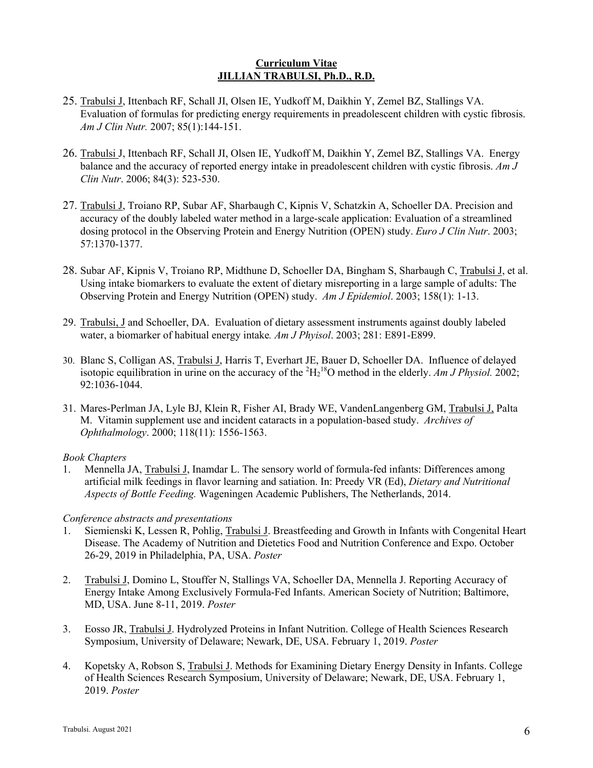25. Trabulsi J, Ittenbach RF, Schall JI, Olsen IE, Yudkoff M, Daikhin Y, Zemel BZ, Stallings VA. Evaluation of formulas for predicting energy requirements in preadolescent children with cystic fibrosis. *Am J Clin Nutr.* 2007; 85(1):144-151.

26. Trabulsi J, Ittenbach RF, Schall JI, Olsen IE, Yudkoff M, Daikhin Y, Zemel BZ, Stallings VA. Energy balance and the accuracy of reported energy intake in preadolescent children with cystic fibrosis. *Am J Clin Nutr*. 2006; 84(3): 523-530.

27. Trabulsi J, Troiano RP, Subar AF, Sharbaugh C, Kipnis V, Schatzkin A, Schoeller DA. Precision and accuracy of the doubly labeled water method in a large-scale application: Evaluation of a streamlined dosing protocol in the Observing Protein and Energy Nutrition (OPEN) study. *Euro J Clin Nutr*. 2003; 57:1370-1377.

28. Subar AF, Kipnis V, Troiano RP, Midthune D, Schoeller DA, Bingham S, Sharbaugh C, Trabulsi J, et al. Using intake biomarkers to evaluate the extent of dietary misreporting in a large sample of adults: The Observing Protein and Energy Nutrition (OPEN) study. *Am J Epidemiol*. 2003; 158(1): 1-13.

29. Trabulsi, J and Schoeller, DA. Evaluation of dietary assessment instruments against doubly labeled water, a biomarker of habitual energy intake*. Am J Phyisol*. 2003; 281: E891-E899.

30. Blanc S, Colligan AS, Trabulsi J, Harris T, Everhart JE, Bauer D, Schoeller DA. Influence of delayed isotopic equilibration in urine on the accuracy of the $^{2}H_{2}^{18}O$ method in the elderly. *Am J Physiol.* 2002; 92:1036-1044.

31. Mares-Perlman JA, Lyle BJ, Klein R, Fisher AI, Brady WE, VandenLangenberg GM, Trabulsi J, Palta M. Vitamin supplement use and incident cataracts in a population-based study. *Archives of Ophthalmology*. 2000; 118(11): 1556-1563.

*Book Chapters*

1. Mennella JA, Trabulsi J, Inamdar L. The sensory world of formula-fed infants: Differences among artificial milk feedings in flavor learning and satiation. In: Preedy VR (Ed), *Dietary and Nutritional Aspects of Bottle Feeding.* Wageningen Academic Publishers, The Netherlands, 2014.

*Conference abstracts and presentations*

1. Siemienski K, Lessen R, Pohlig, Trabulsi J. Breastfeeding and Growth in Infants with Congenital Heart Disease. The Academy of Nutrition and Dietetics Food and Nutrition Conference and Expo. October 26-29, 2019 in Philadelphia, PA, USA. *Poster*

2. Trabulsi J, Domino L, Stouffer N, Stallings VA, Schoeller DA, Mennella J. Reporting Accuracy of Energy Intake Among Exclusively Formula-Fed Infants. American Society of Nutrition; Baltimore, MD, USA. June 8-11, 2019. *Poster*

3. Eosso JR, Trabulsi J. Hydrolyzed Proteins in Infant Nutrition. College of Health Sciences Research Symposium, University of Delaware; Newark, DE, USA. February 1, 2019. *Poster*

4. Kopetsky A, Robson S, Trabulsi J. Methods for Examining Dietary Energy Density in Infants. College of Health Sciences Research Symposium, University of Delaware; Newark, DE, USA. February 1, 2019. *Poster*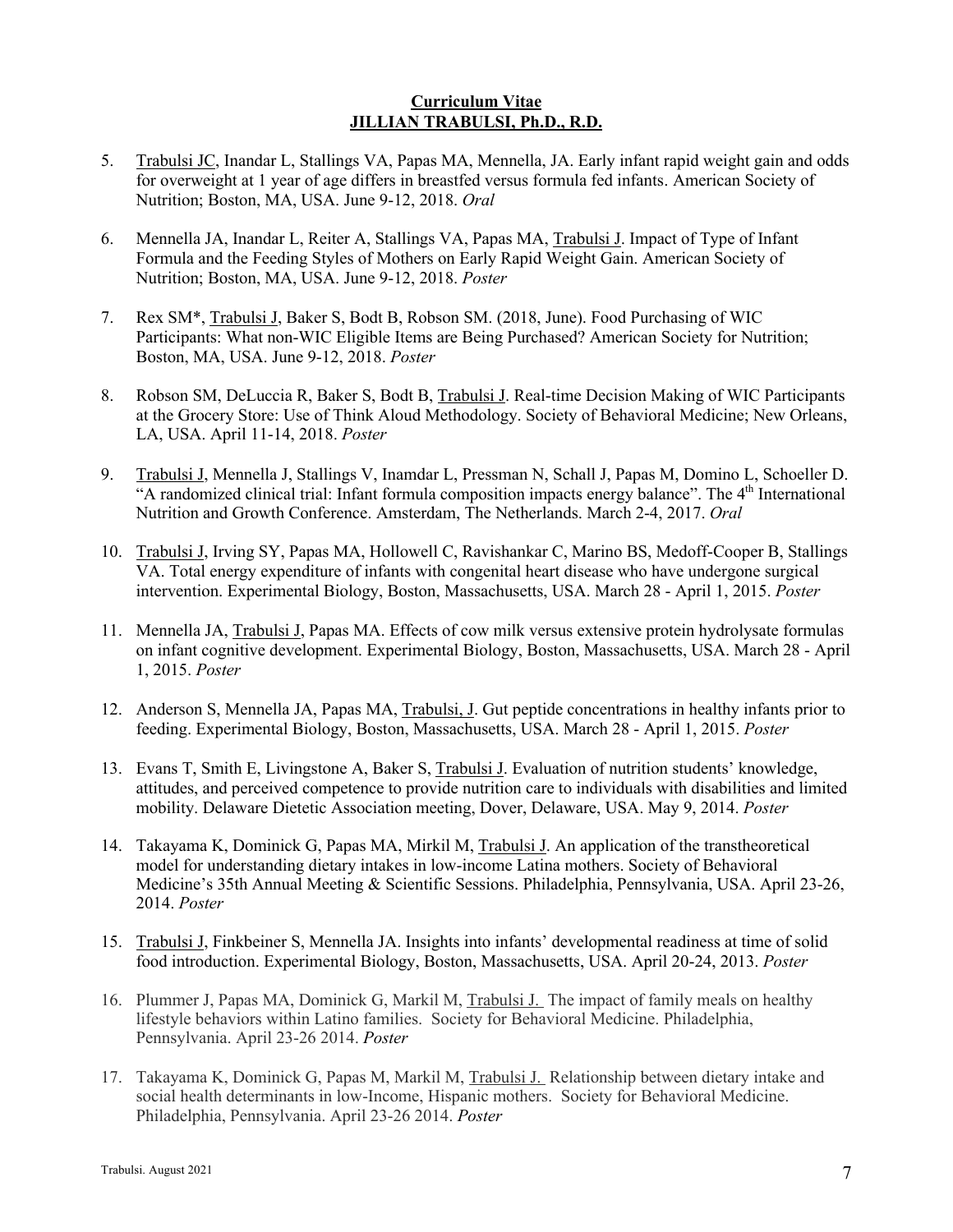**Curriculum Vitae**
**JILLIAN TRABULSI, Ph.D., R.D.**

5. Trabulsi JC, Inandar L, Stallings VA, Papas MA, Mennella, JA. Early infant rapid weight gain and odds for overweight at 1 year of age differs in breastfed versus formula fed infants. American Society of Nutrition; Boston, MA, USA. June 9-12, 2018. *Oral*

6. Mennella JA, Inandar L, Reiter A, Stallings VA, Papas MA, Trabulsi J. Impact of Type of Infant Formula and the Feeding Styles of Mothers on Early Rapid Weight Gain. American Society of Nutrition; Boston, MA, USA. June 9-12, 2018. *Poster*

7. Rex SM*, Trabulsi J, Baker S, Bodt B, Robson SM. (2018, June). Food Purchasing of WIC Participants: What non-WIC Eligible Items are Being Purchased? American Society for Nutrition; Boston, MA, USA. June 9-12, 2018. *Poster*

8. Robson SM, DeLuccia R, Baker S, Bodt B, Trabulsi J. Real-time Decision Making of WIC Participants at the Grocery Store: Use of Think Aloud Methodology. Society of Behavioral Medicine; New Orleans, LA, USA. April 11-14, 2018. *Poster*

9. Trabulsi J, Mennella J, Stallings V, Inamdar L, Pressman N, Schall J, Papas M, Domino L, Schoeller D. "A randomized clinical trial: Infant formula composition impacts energy balance". The 4th International Nutrition and Growth Conference. Amsterdam, The Netherlands. March 2-4, 2017. *Oral*

10. Trabulsi J, Irving SY, Papas MA, Hollowell C, Ravishankar C, Marino BS, Medoff-Cooper B, Stallings VA. Total energy expenditure of infants with congenital heart disease who have undergone surgical intervention. Experimental Biology, Boston, Massachusetts, USA. March 28 - April 1, 2015. *Poster*

11. Mennella JA, Trabulsi J, Papas MA. Effects of cow milk versus extensive protein hydrolysate formulas on infant cognitive development. Experimental Biology, Boston, Massachusetts, USA. March 28 - April 1, 2015. *Poster*

12. Anderson S, Mennella JA, Papas MA, Trabulsi, J. Gut peptide concentrations in healthy infants prior to feeding. Experimental Biology, Boston, Massachusetts, USA. March 28 - April 1, 2015. *Poster*

13. Evans T, Smith E, Livingstone A, Baker S, Trabulsi J. Evaluation of nutrition students' knowledge, attitudes, and perceived competence to provide nutrition care to individuals with disabilities and limited mobility. Delaware Dietetic Association meeting, Dover, Delaware, USA. May 9, 2014. *Poster*

14. Takayama K, Dominick G, Papas MA, Mirkil M, Trabulsi J. An application of the transtheoretical model for understanding dietary intakes in low-income Latina mothers. Society of Behavioral Medicine's 35th Annual Meeting & Scientific Sessions. Philadelphia, Pennsylvania, USA. April 23-26, 2014. *Poster*

15. Trabulsi J, Finkbeiner S, Mennella JA. Insights into infants' developmental readiness at time of solid food introduction. Experimental Biology, Boston, Massachusetts, USA. April 20-24, 2013. *Poster*

16. Plummer J, Papas MA, Dominick G, Markil M, Trabulsi J. The impact of family meals on healthy lifestyle behaviors within Latino families. Society for Behavioral Medicine. Philadelphia, Pennsylvania. April 23-26 2014. *Poster*

17. Takayama K, Dominick G, Papas M, Markil M, Trabulsi J. Relationship between dietary intake and social health determinants in low-Income, Hispanic mothers. Society for Behavioral Medicine. Philadelphia, Pennsylvania. April 23-26 2014. *Poster*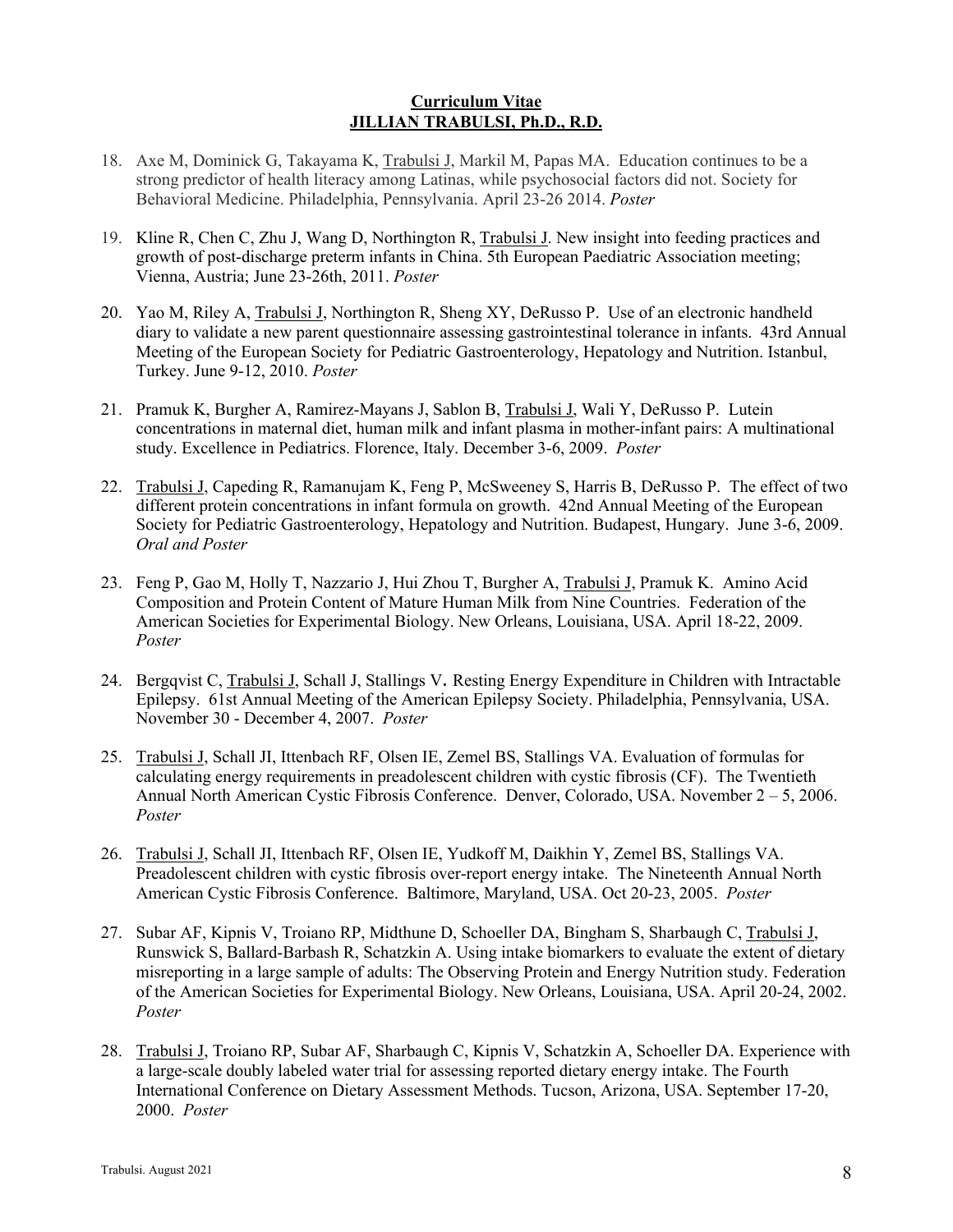**Curriculum Vitae**
**JILLIAN TRABULSI, Ph.D., R.D.**

18. Axe M, Dominick G, Takayama K, Trabulsi J, Markil M, Papas MA. Education continues to be a strong predictor of health literacy among Latinas, while psychosocial factors did not. Society for Behavioral Medicine. Philadelphia, Pennsylvania. April 23-26 2014. *Poster*

19. Kline R, Chen C, Zhu J, Wang D, Northington R, Trabulsi J. New insight into feeding practices and growth of post-discharge preterm infants in China. 5th European Paediatric Association meeting; Vienna, Austria; June 23-26th, 2011. *Poster*

20. Yao M, Riley A, Trabulsi J, Northington R, Sheng XY, DeRusso P. Use of an electronic handheld diary to validate a new parent questionnaire assessing gastrointestinal tolerance in infants. 43rd Annual Meeting of the European Society for Pediatric Gastroenterology, Hepatology and Nutrition. Istanbul, Turkey. June 9-12, 2010. *Poster*

21. Pramuk K, Burgher A, Ramirez-Mayans J, Sablon B, Trabulsi J, Wali Y, DeRusso P. Lutein concentrations in maternal diet, human milk and infant plasma in mother-infant pairs: A multinational study. Excellence in Pediatrics. Florence, Italy. December 3-6, 2009. *Poster*

22. Trabulsi J, Capeding R, Ramanujam K, Feng P, McSweeney S, Harris B, DeRusso P. The effect of two different protein concentrations in infant formula on growth. 42nd Annual Meeting of the European Society for Pediatric Gastroenterology, Hepatology and Nutrition. Budapest, Hungary. June 3-6, 2009. *Oral and Poster*

23. Feng P, Gao M, Holly T, Nazzario J, Hui Zhou T, Burgher A, Trabulsi J, Pramuk K. Amino Acid Composition and Protein Content of Mature Human Milk from Nine Countries. Federation of the American Societies for Experimental Biology. New Orleans, Louisiana, USA. April 18-22, 2009. *Poster*

24. Bergqvist C, Trabulsi J, Schall J, Stallings V**.** Resting Energy Expenditure in Children with Intractable Epilepsy. 61st Annual Meeting of the American Epilepsy Society. Philadelphia, Pennsylvania, USA. November 30 - December 4, 2007. *Poster*

25. Trabulsi J, Schall JI, Ittenbach RF, Olsen IE, Zemel BS, Stallings VA. Evaluation of formulas for calculating energy requirements in preadolescent children with cystic fibrosis (CF). The Twentieth Annual North American Cystic Fibrosis Conference. Denver, Colorado, USA. November 2 – 5, 2006. *Poster*

26. Trabulsi J, Schall JI, Ittenbach RF, Olsen IE, Yudkoff M, Daikhin Y, Zemel BS, Stallings VA. Preadolescent children with cystic fibrosis over-report energy intake. The Nineteenth Annual North American Cystic Fibrosis Conference. Baltimore, Maryland, USA. Oct 20-23, 2005. *Poster*

27. Subar AF, Kipnis V, Troiano RP, Midthune D, Schoeller DA, Bingham S, Sharbaugh C, Trabulsi J, Runswick S, Ballard-Barbash R, Schatzkin A. Using intake biomarkers to evaluate the extent of dietary misreporting in a large sample of adults: The Observing Protein and Energy Nutrition study. Federation of the American Societies for Experimental Biology. New Orleans, Louisiana, USA. April 20-24, 2002. *Poster*

28. Trabulsi J, Troiano RP, Subar AF, Sharbaugh C, Kipnis V, Schatzkin A, Schoeller DA. Experience with a large-scale doubly labeled water trial for assessing reported dietary energy intake. The Fourth International Conference on Dietary Assessment Methods. Tucson, Arizona, USA. September 17-20, 2000. *Poster*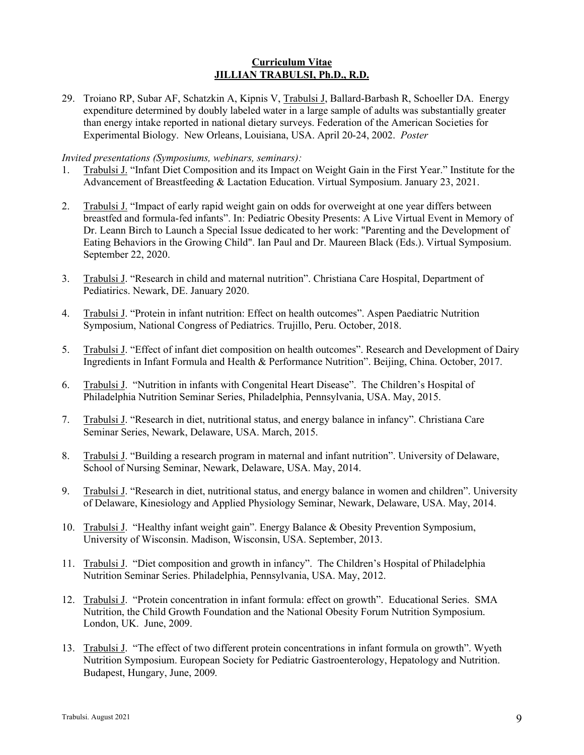29. Troiano RP, Subar AF, Schatzkin A, Kipnis V, Trabulsi J, Ballard-Barbash R, Schoeller DA. Energy expenditure determined by doubly labeled water in a large sample of adults was substantially greater than energy intake reported in national dietary surveys. Federation of the American Societies for Experimental Biology. New Orleans, Louisiana, USA. April 20-24, 2002. *Poster*

*Invited presentations (Symposiums, webinars, seminars):*

1. Trabulsi J. "Infant Diet Composition and its Impact on Weight Gain in the First Year." Institute for the Advancement of Breastfeeding & Lactation Education. Virtual Symposium. January 23, 2021.

2. Trabulsi J. "Impact of early rapid weight gain on odds for overweight at one year differs between breastfed and formula-fed infants". In: Pediatric Obesity Presents: A Live Virtual Event in Memory of Dr. Leann Birch to Launch a Special Issue dedicated to her work: "Parenting and the Development of Eating Behaviors in the Growing Child". Ian Paul and Dr. Maureen Black (Eds.). Virtual Symposium. September 22, 2020.

3. Trabulsi J. "Research in child and maternal nutrition". Christiana Care Hospital, Department of Pediatirics. Newark, DE. January 2020.

4. Trabulsi J. "Protein in infant nutrition: Effect on health outcomes". Aspen Paediatric Nutrition Symposium, National Congress of Pediatrics. Trujillo, Peru. October, 2018.

5. Trabulsi J. "Effect of infant diet composition on health outcomes". Research and Development of Dairy Ingredients in Infant Formula and Health & Performance Nutrition". Beijing, China. October, 2017.

6. Trabulsi J. "Nutrition in infants with Congenital Heart Disease". The Children's Hospital of Philadelphia Nutrition Seminar Series, Philadelphia, Pennsylvania, USA. May, 2015.

7. Trabulsi J. "Research in diet, nutritional status, and energy balance in infancy". Christiana Care Seminar Series, Newark, Delaware, USA. March, 2015.

8. Trabulsi J. "Building a research program in maternal and infant nutrition". University of Delaware, School of Nursing Seminar, Newark, Delaware, USA. May, 2014.

9. Trabulsi J. "Research in diet, nutritional status, and energy balance in women and children". University of Delaware, Kinesiology and Applied Physiology Seminar, Newark, Delaware, USA. May, 2014.

10. Trabulsi J. "Healthy infant weight gain". Energy Balance & Obesity Prevention Symposium, University of Wisconsin. Madison, Wisconsin, USA. September, 2013.

11. Trabulsi J. "Diet composition and growth in infancy". The Children's Hospital of Philadelphia Nutrition Seminar Series. Philadelphia, Pennsylvania, USA. May, 2012.

12. Trabulsi J. "Protein concentration in infant formula: effect on growth". Educational Series. SMA Nutrition, the Child Growth Foundation and the National Obesity Forum Nutrition Symposium. London, UK. June, 2009.

13. Trabulsi J. "The effect of two different protein concentrations in infant formula on growth". Wyeth Nutrition Symposium. European Society for Pediatric Gastroenterology, Hepatology and Nutrition. Budapest, Hungary, June, 2009.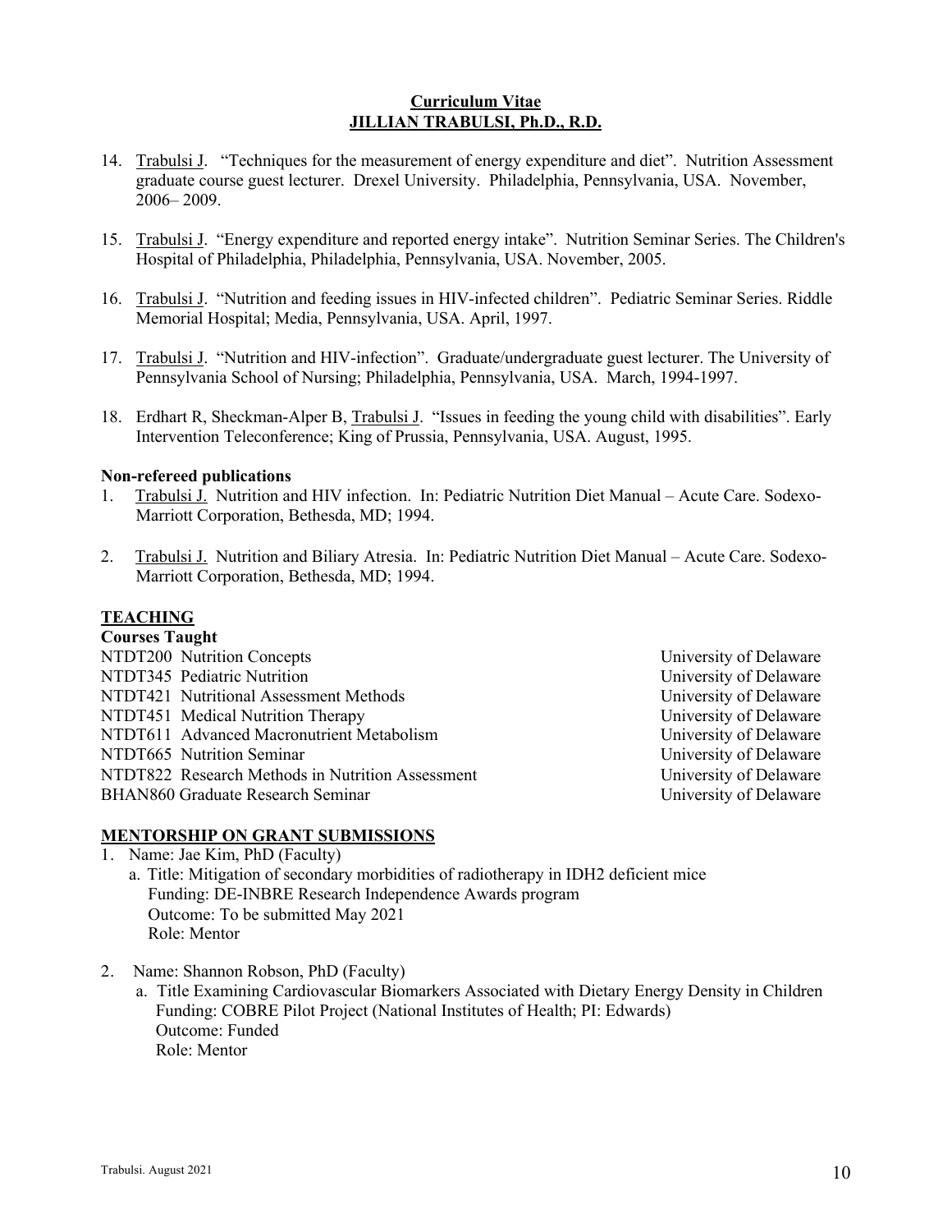14. Trabulsi J. "Techniques for the measurement of energy expenditure and diet". Nutrition Assessment graduate course guest lecturer. Drexel University. Philadelphia, Pennsylvania, USA. November, 2006– 2009.

15. Trabulsi J. "Energy expenditure and reported energy intake". Nutrition Seminar Series. The Children's Hospital of Philadelphia, Philadelphia, Pennsylvania, USA. November, 2005.

16. Trabulsi J. "Nutrition and feeding issues in HIV-infected children". Pediatric Seminar Series. Riddle Memorial Hospital; Media, Pennsylvania, USA. April, 1997.

17. Trabulsi J. "Nutrition and HIV-infection". Graduate/undergraduate guest lecturer. The University of Pennsylvania School of Nursing; Philadelphia, Pennsylvania, USA. March, 1994-1997.

18. Erdhart R, Sheckman-Alper B, Trabulsi J. "Issues in feeding the young child with disabilities". Early Intervention Teleconference; King of Prussia, Pennsylvania, USA. August, 1995.

**Non-refereed publications**

1. Trabulsi J. Nutrition and HIV infection. In: Pediatric Nutrition Diet Manual – Acute Care. Sodexo-Marriott Corporation, Bethesda, MD; 1994.

2. Trabulsi J. Nutrition and Biliary Atresia. In: Pediatric Nutrition Diet Manual – Acute Care. Sodexo-Marriott Corporation, Bethesda, MD; 1994.

## TEACHING

**Courses Taught**

| Course | Institution |
|---|---|
| NTDT200 Nutrition Concepts | University of Delaware |
| NTDT345 Pediatric Nutrition | University of Delaware |
| NTDT421 Nutritional Assessment Methods | University of Delaware |
| NTDT451 Medical Nutrition Therapy | University of Delaware |
| NTDT611 Advanced Macronutrient Metabolism | University of Delaware |
| NTDT665 Nutrition Seminar | University of Delaware |
| NTDT822 Research Methods in Nutrition Assessment | University of Delaware |
| BHAN860 Graduate Research Seminar | University of Delaware |

## MENTORSHIP ON GRANT SUBMISSIONS

1. Name: Jae Kim, PhD (Faculty)
   a. Title: Mitigation of secondary morbidities of radiotherapy in IDH2 deficient mice
      Funding: DE-INBRE Research Independence Awards program
      Outcome: To be submitted May 2021
      Role: Mentor

2. Name: Shannon Robson, PhD (Faculty)
   a. Title Examining Cardiovascular Biomarkers Associated with Dietary Energy Density in Children
      Funding: COBRE Pilot Project (National Institutes of Health; PI: Edwards)
      Outcome: Funded
      Role: Mentor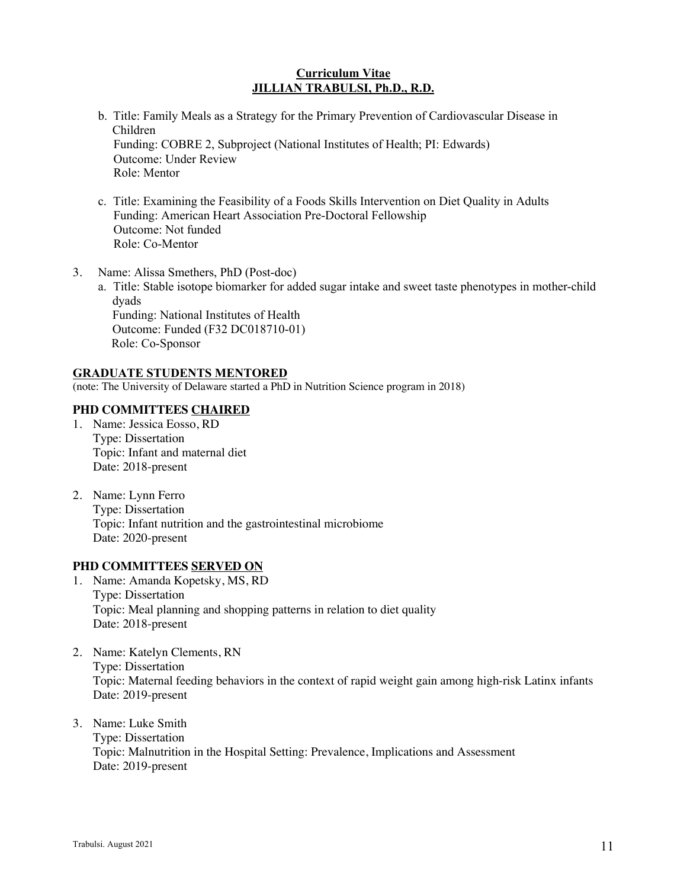b. Title: Family Meals as a Strategy for the Primary Prevention of Cardiovascular Disease in Children
   Funding: COBRE 2, Subproject (National Institutes of Health; PI: Edwards)
   Outcome: Under Review
   Role: Mentor

c. Title: Examining the Feasibility of a Foods Skills Intervention on Diet Quality in Adults
   Funding: American Heart Association Pre-Doctoral Fellowship
   Outcome: Not funded
   Role: Co-Mentor

3. Name: Alissa Smethers, PhD (Post-doc)
   a. Title: Stable isotope biomarker for added sugar intake and sweet taste phenotypes in mother-child dyads
      Funding: National Institutes of Health
      Outcome: Funded (F32 DC018710-01)
      Role: Co-Sponsor

## GRADUATE STUDENTS MENTORED

(note: The University of Delaware started a PhD in Nutrition Science program in 2018)

### PHD COMMITTEES CHAIRED

1. Name: Jessica Eosso, RD
   Type: Dissertation
   Topic: Infant and maternal diet
   Date: 2018-present

2. Name: Lynn Ferro
   Type: Dissertation
   Topic: Infant nutrition and the gastrointestinal microbiome
   Date: 2020-present

### PHD COMMITTEES SERVED ON

1. Name: Amanda Kopetsky, MS, RD
   Type: Dissertation
   Topic: Meal planning and shopping patterns in relation to diet quality
   Date: 2018-present

2. Name: Katelyn Clements, RN
   Type: Dissertation
   Topic: Maternal feeding behaviors in the context of rapid weight gain among high-risk Latinx infants
   Date: 2019-present

3. Name: Luke Smith
   Type: Dissertation
   Topic: Malnutrition in the Hospital Setting: Prevalence, Implications and Assessment
   Date: 2019-present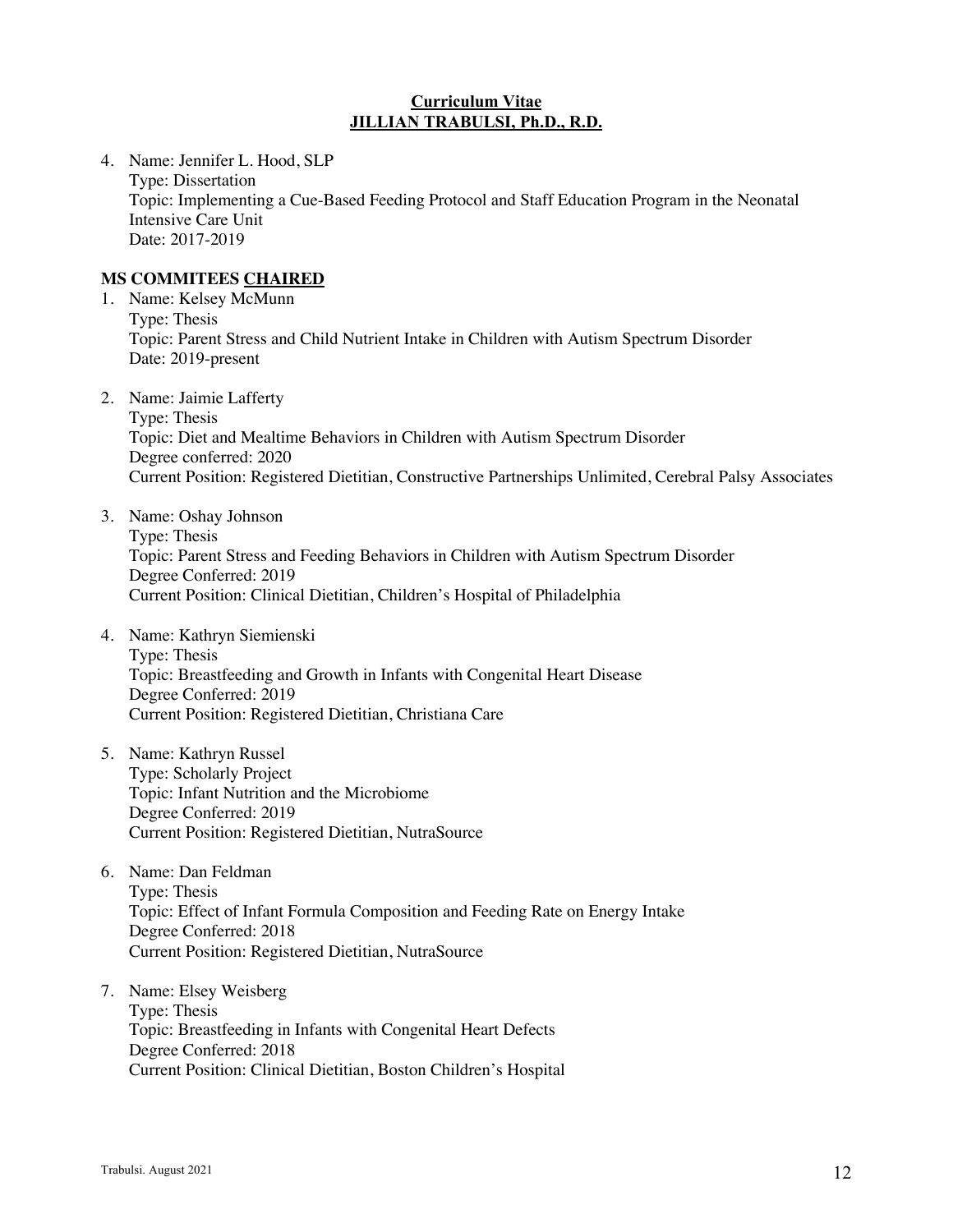4. Name: Jennifer L. Hood, SLP
   Type: Dissertation
   Topic: Implementing a Cue-Based Feeding Protocol and Staff Education Program in the Neonatal Intensive Care Unit
   Date: 2017-2019

**MS COMMITEES CHAIRED**

1. Name: Kelsey McMunn
   Type: Thesis
   Topic: Parent Stress and Child Nutrient Intake in Children with Autism Spectrum Disorder
   Date: 2019-present

2. Name: Jaimie Lafferty
   Type: Thesis
   Topic: Diet and Mealtime Behaviors in Children with Autism Spectrum Disorder
   Degree conferred: 2020
   Current Position: Registered Dietitian, Constructive Partnerships Unlimited, Cerebral Palsy Associates

3. Name: Oshay Johnson
   Type: Thesis
   Topic: Parent Stress and Feeding Behaviors in Children with Autism Spectrum Disorder
   Degree Conferred: 2019
   Current Position: Clinical Dietitian, Children's Hospital of Philadelphia

4. Name: Kathryn Siemienski
   Type: Thesis
   Topic: Breastfeeding and Growth in Infants with Congenital Heart Disease
   Degree Conferred: 2019
   Current Position: Registered Dietitian, Christiana Care

5. Name: Kathryn Russel
   Type: Scholarly Project
   Topic: Infant Nutrition and the Microbiome
   Degree Conferred: 2019
   Current Position: Registered Dietitian, NutraSource

6. Name: Dan Feldman
   Type: Thesis
   Topic: Effect of Infant Formula Composition and Feeding Rate on Energy Intake
   Degree Conferred: 2018
   Current Position: Registered Dietitian, NutraSource

7. Name: Elsey Weisberg
   Type: Thesis
   Topic: Breastfeeding in Infants with Congenital Heart Defects
   Degree Conferred: 2018
   Current Position: Clinical Dietitian, Boston Children's Hospital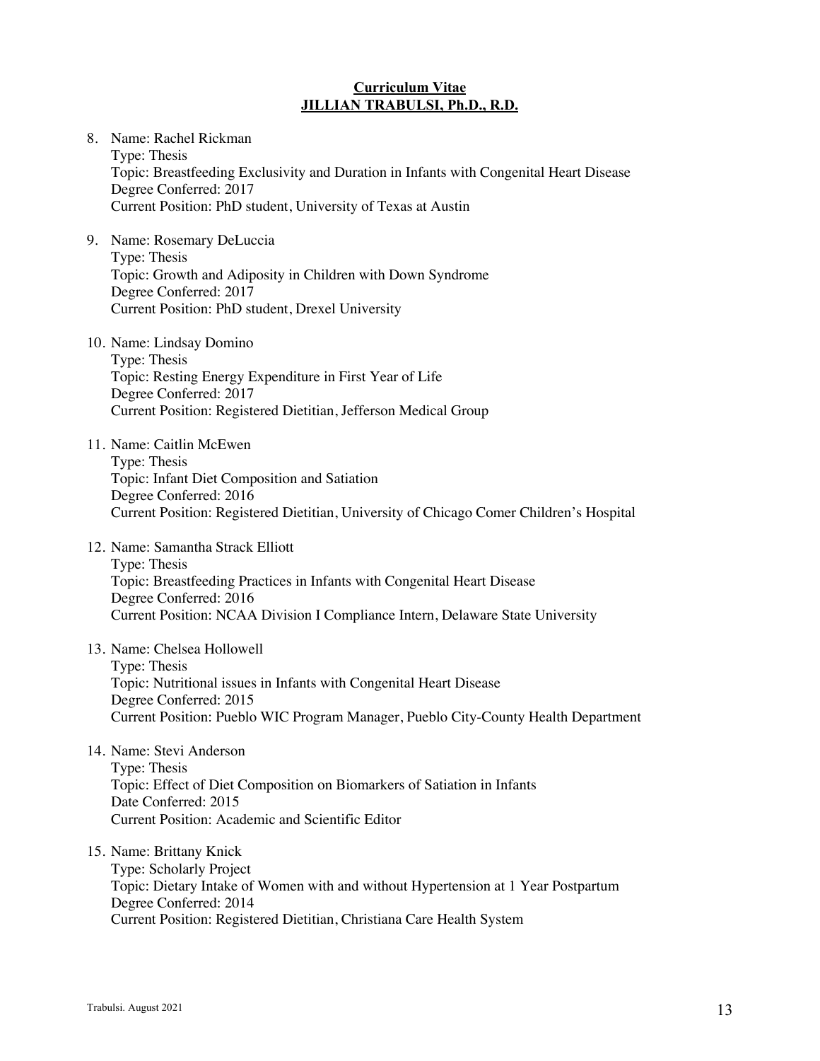8. Name: Rachel Rickman
   Type: Thesis
   Topic: Breastfeeding Exclusivity and Duration in Infants with Congenital Heart Disease
   Degree Conferred: 2017
   Current Position: PhD student, University of Texas at Austin

9. Name: Rosemary DeLuccia
   Type: Thesis
   Topic: Growth and Adiposity in Children with Down Syndrome
   Degree Conferred: 2017
   Current Position: PhD student, Drexel University

10. Name: Lindsay Domino
    Type: Thesis
    Topic: Resting Energy Expenditure in First Year of Life
    Degree Conferred: 2017
    Current Position: Registered Dietitian, Jefferson Medical Group

11. Name: Caitlin McEwen
    Type: Thesis
    Topic: Infant Diet Composition and Satiation
    Degree Conferred: 2016
    Current Position: Registered Dietitian, University of Chicago Comer Children's Hospital

12. Name: Samantha Strack Elliott
    Type: Thesis
    Topic: Breastfeeding Practices in Infants with Congenital Heart Disease
    Degree Conferred: 2016
    Current Position: NCAA Division I Compliance Intern, Delaware State University

13. Name: Chelsea Hollowell
    Type: Thesis
    Topic: Nutritional issues in Infants with Congenital Heart Disease
    Degree Conferred: 2015
    Current Position: Pueblo WIC Program Manager, Pueblo City-County Health Department

14. Name: Stevi Anderson
    Type: Thesis
    Topic: Effect of Diet Composition on Biomarkers of Satiation in Infants
    Date Conferred: 2015
    Current Position: Academic and Scientific Editor

15. Name: Brittany Knick
    Type: Scholarly Project
    Topic: Dietary Intake of Women with and without Hypertension at 1 Year Postpartum
    Degree Conferred: 2014
    Current Position: Registered Dietitian, Christiana Care Health System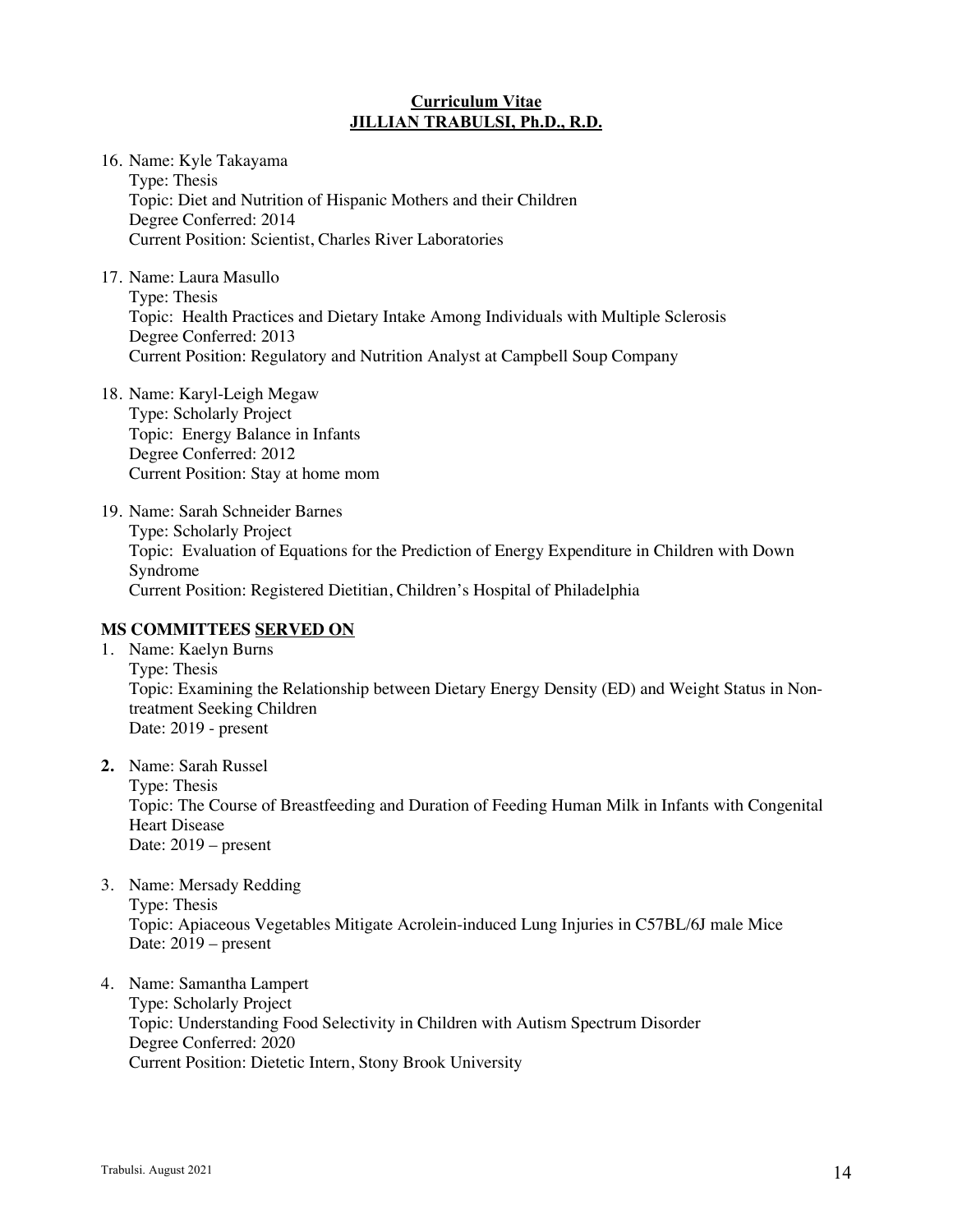16. Name: Kyle Takayama
    Type: Thesis
    Topic: Diet and Nutrition of Hispanic Mothers and their Children
    Degree Conferred: 2014
    Current Position: Scientist, Charles River Laboratories

17. Name: Laura Masullo
    Type: Thesis
    Topic: Health Practices and Dietary Intake Among Individuals with Multiple Sclerosis
    Degree Conferred: 2013
    Current Position: Regulatory and Nutrition Analyst at Campbell Soup Company

18. Name: Karyl-Leigh Megaw
    Type: Scholarly Project
    Topic: Energy Balance in Infants
    Degree Conferred: 2012
    Current Position: Stay at home mom

19. Name: Sarah Schneider Barnes
    Type: Scholarly Project
    Topic: Evaluation of Equations for the Prediction of Energy Expenditure in Children with Down Syndrome
    Current Position: Registered Dietitian, Children's Hospital of Philadelphia

**MS COMMITTEES SERVED ON**

1. Name: Kaelyn Burns
   Type: Thesis
   Topic: Examining the Relationship between Dietary Energy Density (ED) and Weight Status in Non-treatment Seeking Children
   Date: 2019 - present

2. Name: Sarah Russel
   Type: Thesis
   Topic: The Course of Breastfeeding and Duration of Feeding Human Milk in Infants with Congenital Heart Disease
   Date: 2019 – present

3. Name: Mersady Redding
   Type: Thesis
   Topic: Apiaceous Vegetables Mitigate Acrolein-induced Lung Injuries in C57BL/6J male Mice
   Date: 2019 – present

4. Name: Samantha Lampert
   Type: Scholarly Project
   Topic: Understanding Food Selectivity in Children with Autism Spectrum Disorder
   Degree Conferred: 2020
   Current Position: Dietetic Intern, Stony Brook University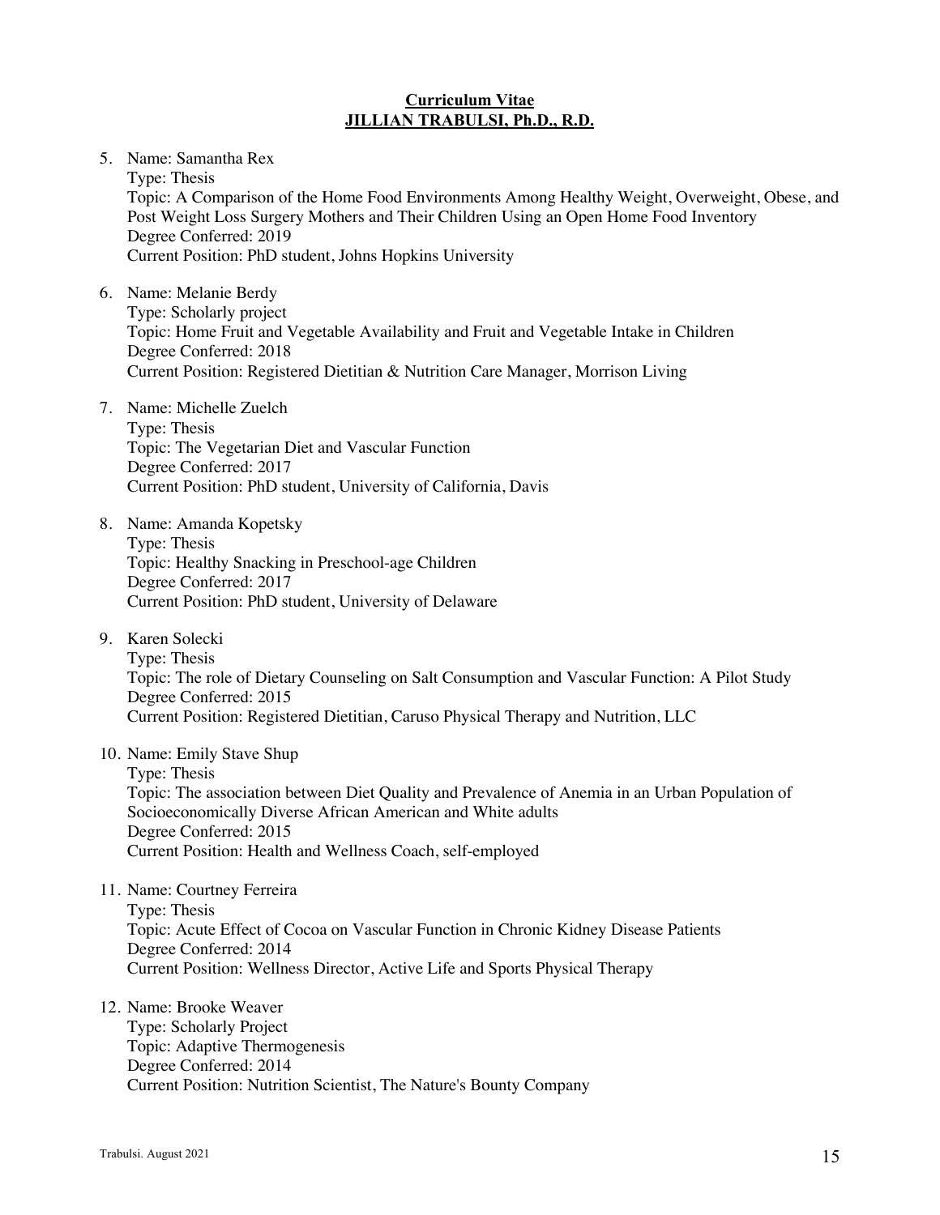5. Name: Samantha Rex
   Type: Thesis
   Topic: A Comparison of the Home Food Environments Among Healthy Weight, Overweight, Obese, and Post Weight Loss Surgery Mothers and Their Children Using an Open Home Food Inventory
   Degree Conferred: 2019
   Current Position: PhD student, Johns Hopkins University

6. Name: Melanie Berdy
   Type: Scholarly project
   Topic: Home Fruit and Vegetable Availability and Fruit and Vegetable Intake in Children
   Degree Conferred: 2018
   Current Position: Registered Dietitian & Nutrition Care Manager, Morrison Living

7. Name: Michelle Zuelch
   Type: Thesis
   Topic: The Vegetarian Diet and Vascular Function
   Degree Conferred: 2017
   Current Position: PhD student, University of California, Davis

8. Name: Amanda Kopetsky
   Type: Thesis
   Topic: Healthy Snacking in Preschool-age Children
   Degree Conferred: 2017
   Current Position: PhD student, University of Delaware

9. Karen Solecki
   Type: Thesis
   Topic: The role of Dietary Counseling on Salt Consumption and Vascular Function: A Pilot Study
   Degree Conferred: 2015
   Current Position: Registered Dietitian, Caruso Physical Therapy and Nutrition, LLC

10. Name: Emily Stave Shup
    Type: Thesis
    Topic: The association between Diet Quality and Prevalence of Anemia in an Urban Population of Socioeconomically Diverse African American and White adults
    Degree Conferred: 2015
    Current Position: Health and Wellness Coach, self-employed

11. Name: Courtney Ferreira
    Type: Thesis
    Topic: Acute Effect of Cocoa on Vascular Function in Chronic Kidney Disease Patients
    Degree Conferred: 2014
    Current Position: Wellness Director, Active Life and Sports Physical Therapy

12. Name: Brooke Weaver
    Type: Scholarly Project
    Topic: Adaptive Thermogenesis
    Degree Conferred: 2014
    Current Position: Nutrition Scientist, The Nature's Bounty Company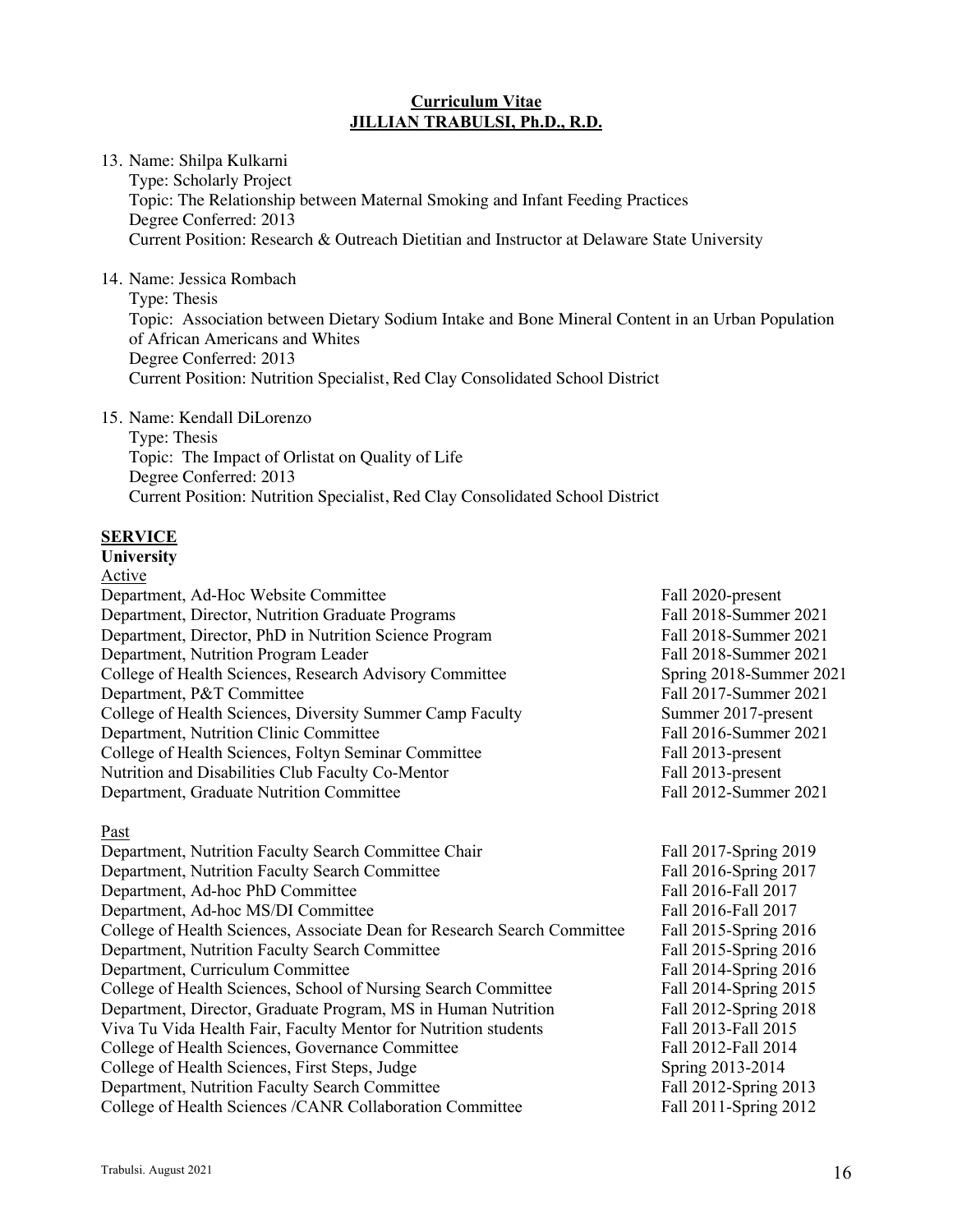13. Name: Shilpa Kulkarni
    Type: Scholarly Project
    Topic: The Relationship between Maternal Smoking and Infant Feeding Practices
    Degree Conferred: 2013
    Current Position: Research & Outreach Dietitian and Instructor at Delaware State University

14. Name: Jessica Rombach
    Type: Thesis
    Topic: Association between Dietary Sodium Intake and Bone Mineral Content in an Urban Population of African Americans and Whites
    Degree Conferred: 2013
    Current Position: Nutrition Specialist, Red Clay Consolidated School District

15. Name: Kendall DiLorenzo
    Type: Thesis
    Topic: The Impact of Orlistat on Quality of Life
    Degree Conferred: 2013
    Current Position: Nutrition Specialist, Red Clay Consolidated School District

## SERVICE

**University**

Active

| | |
|---|---|
| Department, Ad-Hoc Website Committee | Fall 2020-present |
| Department, Director, Nutrition Graduate Programs | Fall 2018-Summer 2021 |
| Department, Director, PhD in Nutrition Science Program | Fall 2018-Summer 2021 |
| Department, Nutrition Program Leader | Fall 2018-Summer 2021 |
| College of Health Sciences, Research Advisory Committee | Spring 2018-Summer 2021 |
| Department, P&T Committee | Fall 2017-Summer 2021 |
| College of Health Sciences, Diversity Summer Camp Faculty | Summer 2017-present |
| Department, Nutrition Clinic Committee | Fall 2016-Summer 2021 |
| College of Health Sciences, Foltyn Seminar Committee | Fall 2013-present |
| Nutrition and Disabilities Club Faculty Co-Mentor | Fall 2013-present |
| Department, Graduate Nutrition Committee | Fall 2012-Summer 2021 |

Past

| | |
|---|---|
| Department, Nutrition Faculty Search Committee Chair | Fall 2017-Spring 2019 |
| Department, Nutrition Faculty Search Committee | Fall 2016-Spring 2017 |
| Department, Ad-hoc PhD Committee | Fall 2016-Fall 2017 |
| Department, Ad-hoc MS/DI Committee | Fall 2016-Fall 2017 |
| College of Health Sciences, Associate Dean for Research Search Committee | Fall 2015-Spring 2016 |
| Department, Nutrition Faculty Search Committee | Fall 2015-Spring 2016 |
| Department, Curriculum Committee | Fall 2014-Spring 2016 |
| College of Health Sciences, School of Nursing Search Committee | Fall 2014-Spring 2015 |
| Department, Director, Graduate Program, MS in Human Nutrition | Fall 2012-Spring 2018 |
| Viva Tu Vida Health Fair, Faculty Mentor for Nutrition students | Fall 2013-Fall 2015 |
| College of Health Sciences, Governance Committee | Fall 2012-Fall 2014 |
| College of Health Sciences, First Steps, Judge | Spring 2013-2014 |
| Department, Nutrition Faculty Search Committee | Fall 2012-Spring 2013 |
| College of Health Sciences /CANR Collaboration Committee | Fall 2011-Spring 2012 |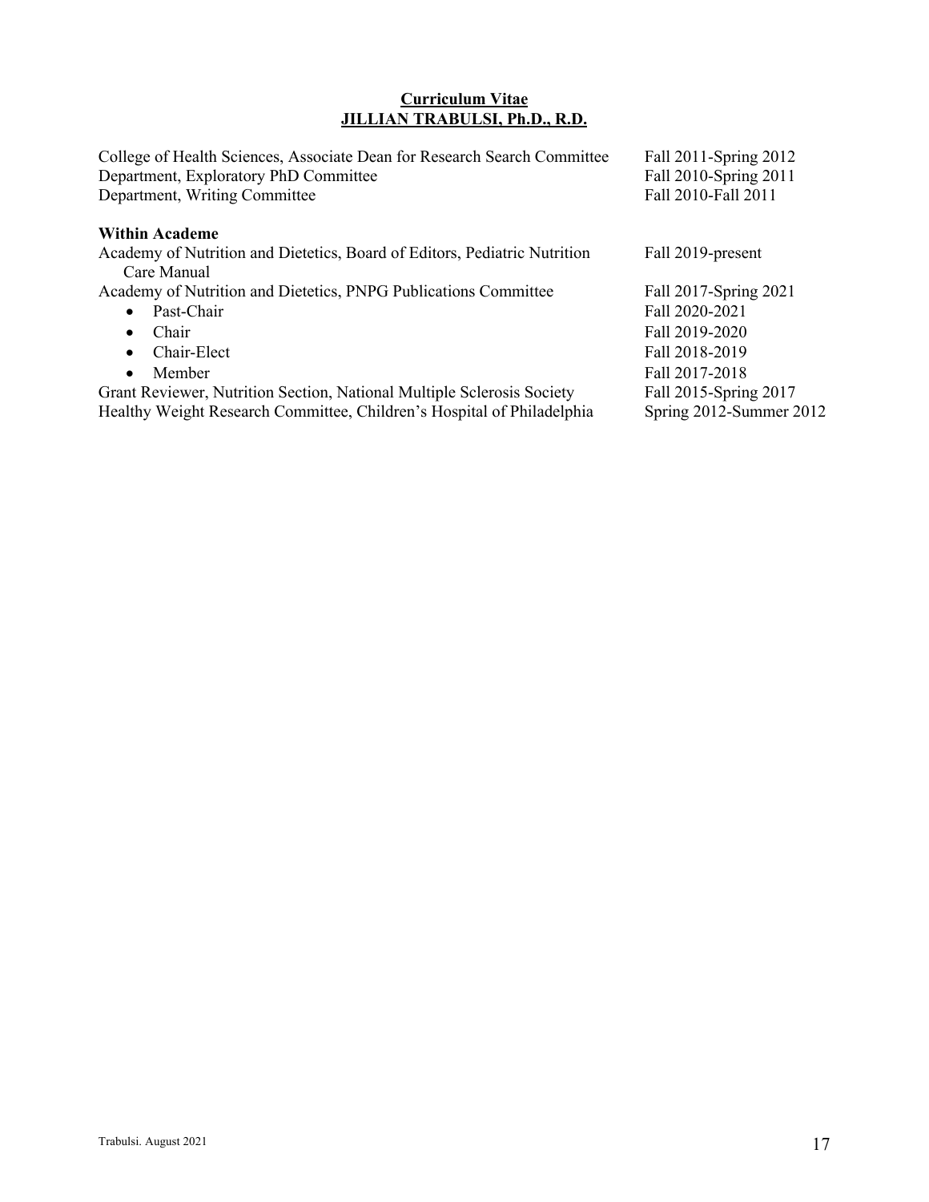**Curriculum Vitae**
**JILLIAN TRABULSI, Ph.D., R.D.**

| | |
|---|---|
| College of Health Sciences, Associate Dean for Research Search Committee | Fall 2011-Spring 2012 |
| Department, Exploratory PhD Committee | Fall 2010-Spring 2011 |
| Department, Writing Committee | Fall 2010-Fall 2011 |

**Within Academe**

| | |
|---|---|
| Academy of Nutrition and Dietetics, Board of Editors, Pediatric Nutrition Care Manual | Fall 2019-present |
| Academy of Nutrition and Dietetics, PNPG Publications Committee | Fall 2017-Spring 2021 |
| • Past-Chair | Fall 2020-2021 |
| • Chair | Fall 2019-2020 |
| • Chair-Elect | Fall 2018-2019 |
| • Member | Fall 2017-2018 |
| Grant Reviewer, Nutrition Section, National Multiple Sclerosis Society | Fall 2015-Spring 2017 |
| Healthy Weight Research Committee, Children's Hospital of Philadelphia | Spring 2012-Summer 2012 |